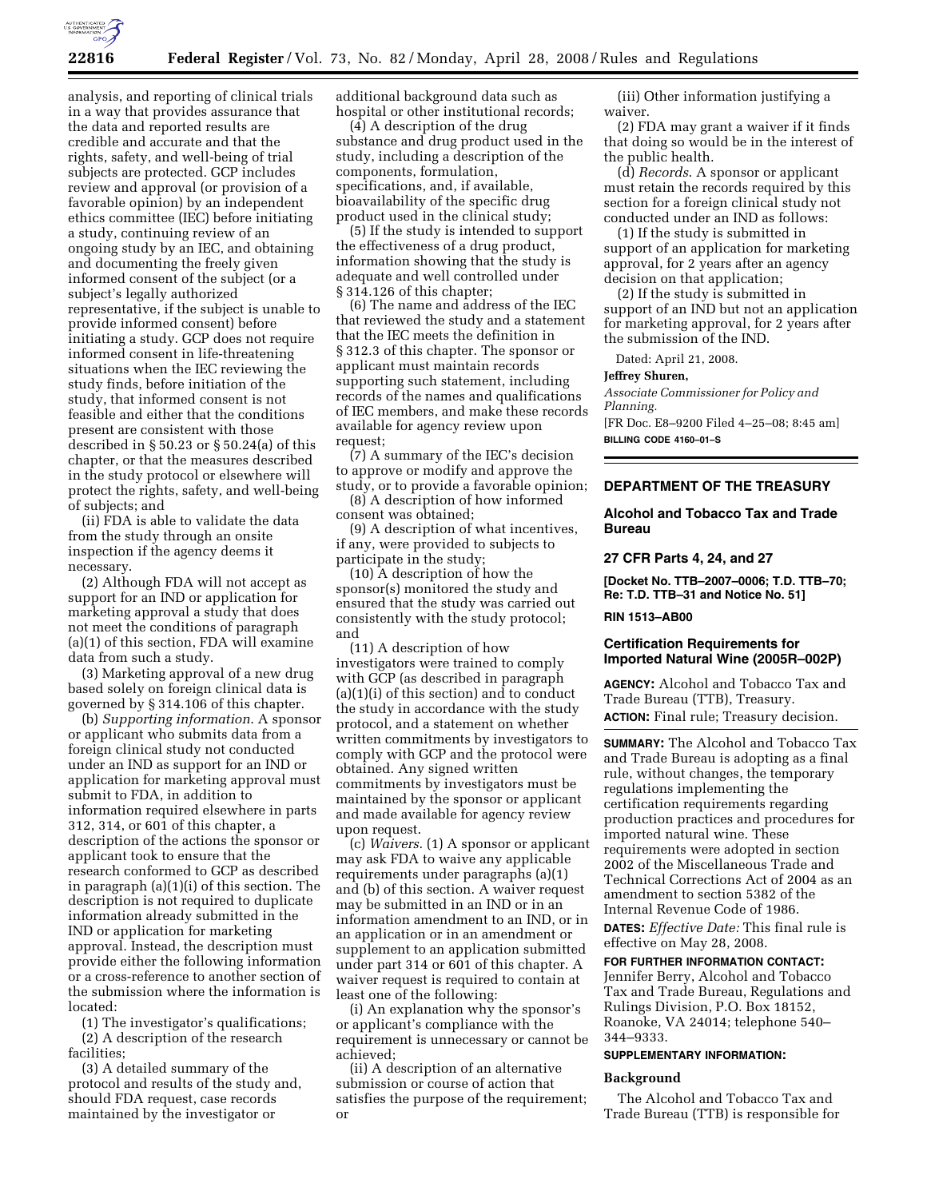analysis, and reporting of clinical trials in a way that provides assurance that the data and reported results are credible and accurate and that the rights, safety, and well-being of trial subjects are protected. GCP includes review and approval (or provision of a favorable opinion) by an independent ethics committee (IEC) before initiating a study, continuing review of an ongoing study by an IEC, and obtaining and documenting the freely given informed consent of the subject (or a subject's legally authorized representative, if the subject is unable to provide informed consent) before initiating a study. GCP does not require informed consent in life-threatening situations when the IEC reviewing the study finds, before initiation of the study, that informed consent is not feasible and either that the conditions present are consistent with those described in § 50.23 or § 50.24(a) of this chapter, or that the measures described in the study protocol or elsewhere will protect the rights, safety, and well-being of subjects; and

(ii) FDA is able to validate the data from the study through an onsite inspection if the agency deems it necessary.

(2) Although FDA will not accept as support for an IND or application for marketing approval a study that does not meet the conditions of paragraph (a)(1) of this section, FDA will examine data from such a study.

(3) Marketing approval of a new drug based solely on foreign clinical data is governed by § 314.106 of this chapter.

(b) *Supporting information.* A sponsor or applicant who submits data from a foreign clinical study not conducted under an IND as support for an IND or application for marketing approval must submit to FDA, in addition to information required elsewhere in parts 312, 314, or 601 of this chapter, a description of the actions the sponsor or applicant took to ensure that the research conformed to GCP as described in paragraph (a)(1)(i) of this section. The description is not required to duplicate information already submitted in the IND or application for marketing approval. Instead, the description must provide either the following information or a cross-reference to another section of the submission where the information is located:

(1) The investigator's qualifications;

(2) A description of the research facilities;

(3) A detailed summary of the protocol and results of the study and, should FDA request, case records maintained by the investigator or additional background data such as hospital or other institutional records;

(4) A description of the drug substance and drug product used in the study, including a description of the components, formulation, specifications, and, if available, bioavailability of the specific drug product used in the clinical study;

(5) If the study is intended to support the effectiveness of a drug product, information showing that the study is adequate and well controlled under § 314.126 of this chapter;

(6) The name and address of the IEC that reviewed the study and a statement that the IEC meets the definition in § 312.3 of this chapter. The sponsor or applicant must maintain records supporting such statement, including records of the names and qualifications of IEC members, and make these records available for agency review upon request;

(7) A summary of the IEC's decision to approve or modify and approve the study, or to provide a favorable opinion;

(8) A description of how informed consent was obtained;

(9) A description of what incentives, if any, were provided to subjects to participate in the study;

(10) A description of how the sponsor(s) monitored the study and ensured that the study was carried out consistently with the study protocol; and

(11) A description of how investigators were trained to comply with GCP (as described in paragraph (a)(1)(i) of this section) and to conduct the study in accordance with the study protocol, and a statement on whether written commitments by investigators to comply with GCP and the protocol were obtained. Any signed written commitments by investigators must be maintained by the sponsor or applicant and made available for agency review upon request.

(c) *Waivers.* (1) A sponsor or applicant may ask FDA to waive any applicable requirements under paragraphs (a)(1) and (b) of this section. A waiver request may be submitted in an IND or in an information amendment to an IND, or in an application or in an amendment or supplement to an application submitted under part 314 or 601 of this chapter. A waiver request is required to contain at least one of the following:

(i) An explanation why the sponsor's or applicant's compliance with the requirement is unnecessary or cannot be achieved;

(ii) A description of an alternative submission or course of action that satisfies the purpose of the requirement; or

(iii) Other information justifying a waiver.

(2) FDA may grant a waiver if it finds that doing so would be in the interest of the public health.

(d) *Records.* A sponsor or applicant must retain the records required by this section for a foreign clinical study not conducted under an IND as follows:

(1) If the study is submitted in support of an application for marketing approval, for 2 years after an agency decision on that application;

(2) If the study is submitted in support of an IND but not an application for marketing approval, for 2 years after the submission of the IND.

Dated: April 21, 2008.

**Jeffrey Shuren,**

*Associate Commissioner for Policy and Planning.*

[FR Doc. E8–9200 Filed 4–25–08; 8:45 am]

**BILLING CODE 4160–01–S**

---

## DEPARTMENT OF THE TREASURY

### Alcohol and Tobacco Tax and Trade Bureau

**27 CFR Parts 4, 24, and 27**

**[Docket No. TTB–2007–0006; T.D. TTB–70; Re: T.D. TTB–31 and Notice No. 51]**

**RIN 1513–AB00**

### Certification Requirements for Imported Natural Wine (2005R–002P)

**AGENCY:** Alcohol and Tobacco Tax and Trade Bureau (TTB), Treasury.

**ACTION:** Final rule; Treasury decision.

**SUMMARY:** The Alcohol and Tobacco Tax and Trade Bureau is adopting as a final rule, without changes, the temporary regulations implementing the certification requirements regarding production practices and procedures for imported natural wine. These requirements were adopted in section 2002 of the Miscellaneous Trade and Technical Corrections Act of 2004 as an amendment to section 5382 of the Internal Revenue Code of 1986.

**DATES:** *Effective Date:* This final rule is effective on May 28, 2008.

**FOR FURTHER INFORMATION CONTACT:** Jennifer Berry, Alcohol and Tobacco Tax and Trade Bureau, Regulations and Rulings Division, P.O. Box 18152, Roanoke, VA 24014; telephone 540–344–9333.

**SUPPLEMENTARY INFORMATION:**

**Background**

The Alcohol and Tobacco Tax and Trade Bureau (TTB) is responsible for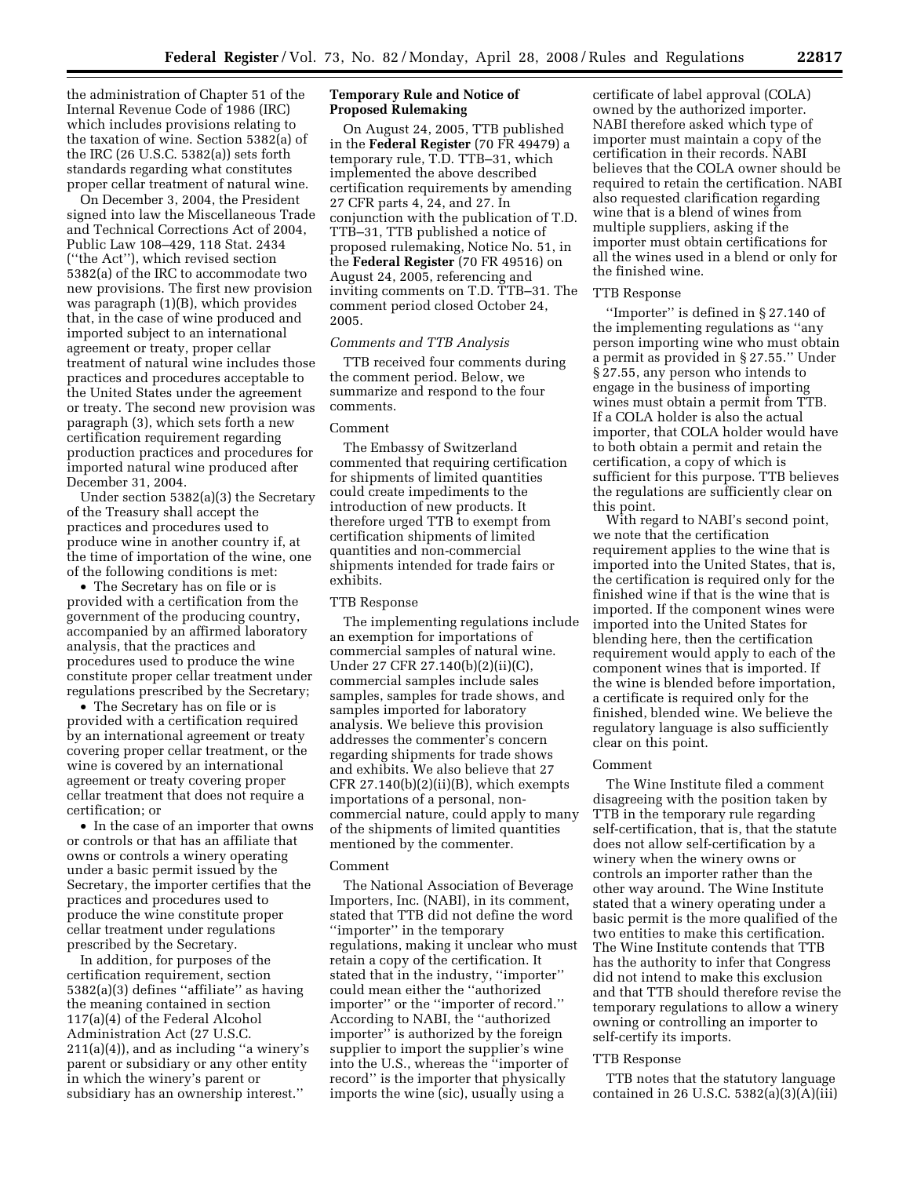the administration of Chapter 51 of the Internal Revenue Code of 1986 (IRC) which includes provisions relating to the taxation of wine. Section 5382(a) of the IRC (26 U.S.C. 5382(a)) sets forth standards regarding what constitutes proper cellar treatment of natural wine.

On December 3, 2004, the President signed into law the Miscellaneous Trade and Technical Corrections Act of 2004, Public Law 108–429, 118 Stat. 2434 (''the Act''), which revised section 5382(a) of the IRC to accommodate two new provisions. The first new provision was paragraph (1)(B), which provides that, in the case of wine produced and imported subject to an international agreement or treaty, proper cellar treatment of natural wine includes those practices and procedures acceptable to the United States under the agreement or treaty. The second new provision was paragraph (3), which sets forth a new certification requirement regarding production practices and procedures for imported natural wine produced after December 31, 2004.

Under section 5382(a)(3) the Secretary of the Treasury shall accept the practices and procedures used to produce wine in another country if, at the time of importation of the wine, one of the following conditions is met:

- The Secretary has on file or is provided with a certification from the government of the producing country, accompanied by an affirmed laboratory analysis, that the practices and procedures used to produce the wine constitute proper cellar treatment under regulations prescribed by the Secretary;
- The Secretary has on file or is provided with a certification required by an international agreement or treaty covering proper cellar treatment, or the wine is covered by an international agreement or treaty covering proper cellar treatment that does not require a certification; or
- In the case of an importer that owns or controls or that has an affiliate that owns or controls a winery operating under a basic permit issued by the Secretary, the importer certifies that the practices and procedures used to produce the wine constitute proper cellar treatment under regulations prescribed by the Secretary.

In addition, for purposes of the certification requirement, section 5382(a)(3) defines ''affiliate'' as having the meaning contained in section 117(a)(4) of the Federal Alcohol Administration Act (27 U.S.C. 211(a)(4)), and as including ''a winery's parent or subsidiary or any other entity in which the winery's parent or subsidiary has an ownership interest.''

**Temporary Rule and Notice of Proposed Rulemaking**

On August 24, 2005, TTB published in the **Federal Register** (70 FR 49479) a temporary rule, T.D. TTB–31, which implemented the above described certification requirements by amending 27 CFR parts 4, 24, and 27. In conjunction with the publication of T.D. TTB–31, TTB published a notice of proposed rulemaking, Notice No. 51, in the **Federal Register** (70 FR 49516) on August 24, 2005, referencing and inviting comments on T.D. TTB–31. The comment period closed October 24, 2005.

*Comments and TTB Analysis*

TTB received four comments during the comment period. Below, we summarize and respond to the four comments.

Comment

The Embassy of Switzerland commented that requiring certification for shipments of limited quantities could create impediments to the introduction of new products. It therefore urged TTB to exempt from certification shipments of limited quantities and non-commercial shipments intended for trade fairs or exhibits.

TTB Response

The implementing regulations include an exemption for importations of commercial samples of natural wine. Under 27 CFR 27.140(b)(2)(ii)(C), commercial samples include sales samples, samples for trade shows, and samples imported for laboratory analysis. We believe this provision addresses the commenter's concern regarding shipments for trade shows and exhibits. We also believe that 27 CFR 27.140(b)(2)(ii)(B), which exempts importations of a personal, non-commercial nature, could apply to many of the shipments of limited quantities mentioned by the commenter.

Comment

The National Association of Beverage Importers, Inc. (NABI), in its comment, stated that TTB did not define the word ''importer'' in the temporary regulations, making it unclear who must retain a copy of the certification. It stated that in the industry, ''importer'' could mean either the ''authorized importer'' or the ''importer of record.'' According to NABI, the ''authorized importer'' is authorized by the foreign supplier to import the supplier's wine into the U.S., whereas the ''importer of record'' is the importer that physically imports the wine (sic), usually using a certificate of label approval (COLA) owned by the authorized importer. NABI therefore asked which type of importer must maintain a copy of the certification in their records. NABI believes that the COLA owner should be required to retain the certification. NABI also requested clarification regarding wine that is a blend of wines from multiple suppliers, asking if the importer must obtain certifications for all the wines used in a blend or only for the finished wine.

TTB Response

''Importer'' is defined in § 27.140 of the implementing regulations as ''any person importing wine who must obtain a permit as provided in § 27.55.'' Under § 27.55, any person who intends to engage in the business of importing wines must obtain a permit from TTB. If a COLA holder is also the actual importer, that COLA holder would have to both obtain a permit and retain the certification, a copy of which is sufficient for this purpose. TTB believes the regulations are sufficiently clear on this point.

With regard to NABI's second point, we note that the certification requirement applies to the wine that is imported into the United States, that is, the certification is required only for the finished wine if that is the wine that is imported. If the component wines were imported into the United States for blending here, then the certification requirement would apply to each of the component wines that is imported. If the wine is blended before importation, a certificate is required only for the finished, blended wine. We believe the regulatory language is also sufficiently clear on this point.

Comment

The Wine Institute filed a comment disagreeing with the position taken by TTB in the temporary rule regarding self-certification, that is, that the statute does not allow self-certification by a winery when the winery owns or controls an importer rather than the other way around. The Wine Institute stated that a winery operating under a basic permit is the more qualified of the two entities to make this certification. The Wine Institute contends that TTB has the authority to infer that Congress did not intend to make this exclusion and that TTB should therefore revise the temporary regulations to allow a winery owning or controlling an importer to self-certify its imports.

TTB Response

TTB notes that the statutory language contained in 26 U.S.C. 5382(a)(3)(A)(iii)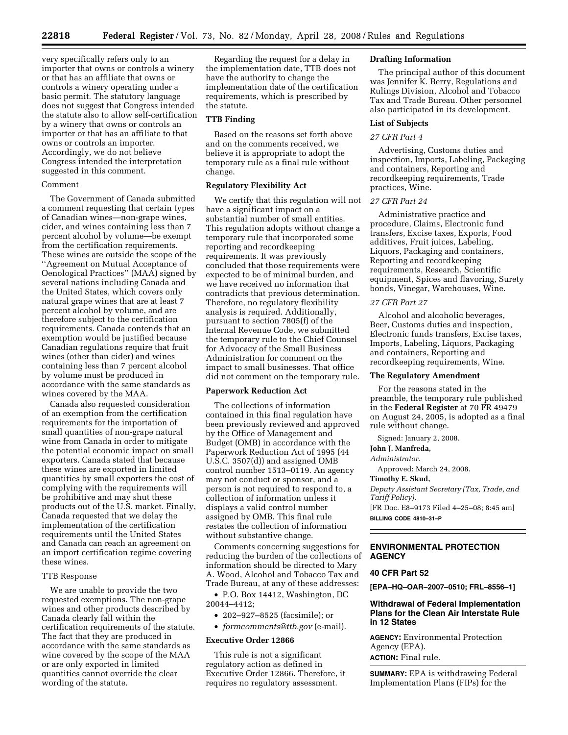very specifically refers only to an importer that owns or controls a winery or that has an affiliate that owns or controls a winery operating under a basic permit. The statutory language does not suggest that Congress intended the statute also to allow self-certification by a winery that owns or controls an importer or that has an affiliate to that owns or controls an importer. Accordingly, we do not believe Congress intended the interpretation suggested in this comment.

Comment

The Government of Canada submitted a comment requesting that certain types of Canadian wines—non-grape wines, cider, and wines containing less than 7 percent alcohol by volume—be exempt from the certification requirements. These wines are outside the scope of the ''Agreement on Mutual Acceptance of Oenological Practices'' (MAA) signed by several nations including Canada and the United States, which covers only natural grape wines that are at least 7 percent alcohol by volume, and are therefore subject to the certification requirements. Canada contends that an exemption would be justified because Canadian regulations require that fruit wines (other than cider) and wines containing less than 7 percent alcohol by volume must be produced in accordance with the same standards as wines covered by the MAA.

Canada also requested consideration of an exemption from the certification requirements for the importation of small quantities of non-grape natural wine from Canada in order to mitigate the potential economic impact on small exporters. Canada stated that because these wines are exported in limited quantities by small exporters the cost of complying with the requirements will be prohibitive and may shut these products out of the U.S. market. Finally, Canada requested that we delay the implementation of the certification requirements until the United States and Canada can reach an agreement on an import certification regime covering these wines.

TTB Response

We are unable to provide the two requested exemptions. The non-grape wines and other products described by Canada clearly fall within the certification requirements of the statute. The fact that they are produced in accordance with the same standards as wine covered by the scope of the MAA or are only exported in limited quantities cannot override the clear wording of the statute.

Regarding the request for a delay in the implementation date, TTB does not have the authority to change the implementation date of the certification requirements, which is prescribed by the statute.

**TTB Finding**

Based on the reasons set forth above and on the comments received, we believe it is appropriate to adopt the temporary rule as a final rule without change.

**Regulatory Flexibility Act**

We certify that this regulation will not have a significant impact on a substantial number of small entities. This regulation adopts without change a temporary rule that incorporated some reporting and recordkeeping requirements. It was previously concluded that those requirements were expected to be of minimal burden, and we have received no information that contradicts that previous determination. Therefore, no regulatory flexibility analysis is required. Additionally, pursuant to section 7805(f) of the Internal Revenue Code, we submitted the temporary rule to the Chief Counsel for Advocacy of the Small Business Administration for comment on the impact to small businesses. That office did not comment on the temporary rule.

**Paperwork Reduction Act**

The collections of information contained in this final regulation have been previously reviewed and approved by the Office of Management and Budget (OMB) in accordance with the Paperwork Reduction Act of 1995 (44 U.S.C. 3507(d)) and assigned OMB control number 1513–0119. An agency may not conduct or sponsor, and a person is not required to respond to, a collection of information unless it displays a valid control number assigned by OMB. This final rule restates the collection of information without substantive change.

Comments concerning suggestions for reducing the burden of the collections of information should be directed to Mary A. Wood, Alcohol and Tobacco Tax and Trade Bureau, at any of these addresses:

- P.O. Box 14412, Washington, DC 20044–4412;
- 202–927–8525 (facsimile); or
- *formcomments@ttb.gov* (e-mail).

**Executive Order 12866**

This rule is not a significant regulatory action as defined in Executive Order 12866. Therefore, it requires no regulatory assessment.

**Drafting Information**

The principal author of this document was Jennifer K. Berry, Regulations and Rulings Division, Alcohol and Tobacco Tax and Trade Bureau. Other personnel also participated in its development.

**List of Subjects**

*27 CFR Part 4*

Advertising, Customs duties and inspection, Imports, Labeling, Packaging and containers, Reporting and recordkeeping requirements, Trade practices, Wine.

*27 CFR Part 24*

Administrative practice and procedure, Claims, Electronic fund transfers, Excise taxes, Exports, Food additives, Fruit juices, Labeling, Liquors, Packaging and containers, Reporting and recordkeeping requirements, Research, Scientific equipment, Spices and flavoring, Surety bonds, Vinegar, Warehouses, Wine.

*27 CFR Part 27*

Alcohol and alcoholic beverages, Beer, Customs duties and inspection, Electronic funds transfers, Excise taxes, Imports, Labeling, Liquors, Packaging and containers, Reporting and recordkeeping requirements, Wine.

**The Regulatory Amendment**

For the reasons stated in the preamble, the temporary rule published in the **Federal Register** at 70 FR 49479 on August 24, 2005, is adopted as a final rule without change.

Signed: January 2, 2008.

**John J. Manfreda,**

*Administrator.*

Approved: March 24, 2008.

**Timothy E. Skud,**

*Deputy Assistant Secretary (Tax, Trade, and Tariff Policy).*

[FR Doc. E8–9173 Filed 4–25–08; 8:45 am]

**BILLING CODE 4810–31–P**

## ENVIRONMENTAL PROTECTION AGENCY

### 40 CFR Part 52

**[EPA–HQ–OAR–2007–0510; FRL–8556–1]**

### Withdrawal of Federal Implementation Plans for the Clean Air Interstate Rule in 12 States

**AGENCY:** Environmental Protection Agency (EPA).

**ACTION:** Final rule.

**SUMMARY:** EPA is withdrawing Federal Implementation Plans (FIPs) for the